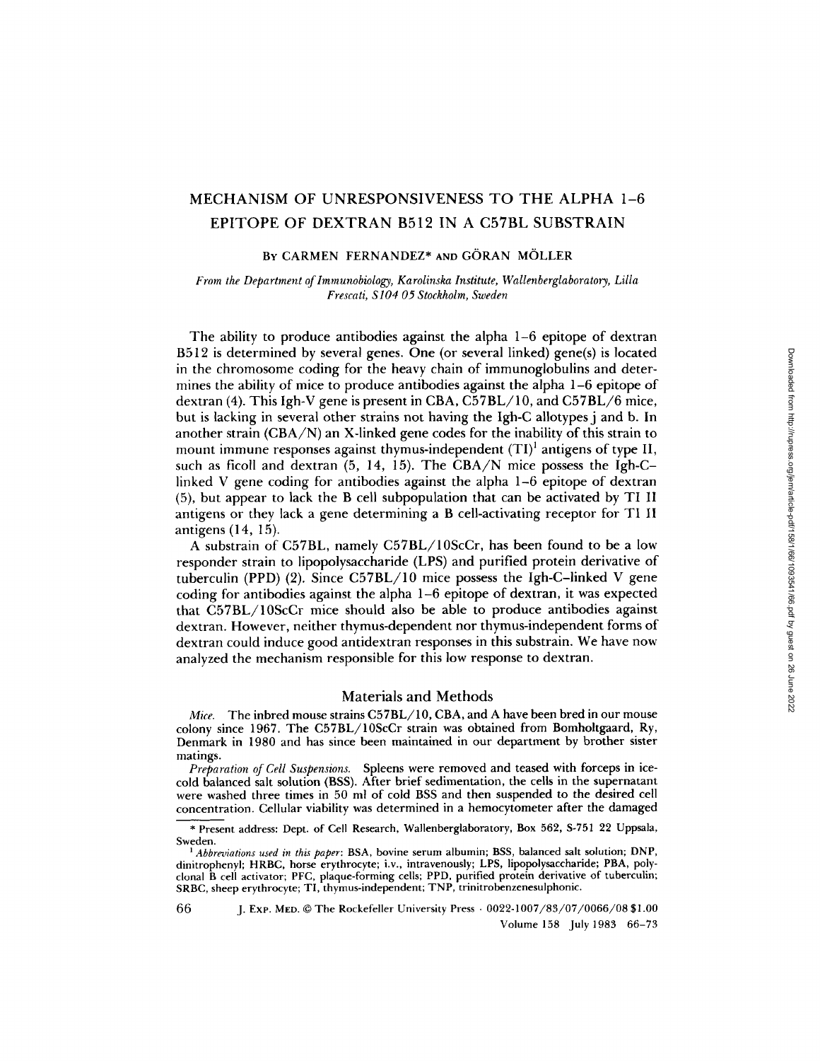# MECHANISM OF UNRESPONSIVENESS TO THE ALPHA 1–6 EPITOPE OF DEXTRAN B512 IN A C57BL SUBSTRAIN

By CARMEN FERNANDEZ* AND GÖRAN MÖLLER

*From the Department of Immunobiology, Karolinska Institute, Wallenberglaboratory, Lilla Frescati, S104 05 Stockholm, Sweden*

The ability to produce antibodies against the alpha 1–6 epitope of dextran B512 is determined by several genes. One (or several linked) gene(s) is located in the chromosome coding for the heavy chain of immunoglobulins and determines the ability of mice to produce antibodies against the alpha 1–6 epitope of dextran (4). This Igh-V gene is present in CBA, C57BL/10, and C57BL/6 mice, but is lacking in several other strains not having the Igh-C allotypes j and b. In another strain (CBA/N) an X-linked gene codes for the inability of this strain to mount immune responses against thymus-independent (TI)[1] antigens of type II, such as ficoll and dextran (5, 14, 15). The CBA/N mice possess the Igh-C–linked V gene coding for antibodies against the alpha 1–6 epitope of dextran (5), but appear to lack the B cell subpopulation that can be activated by TI II antigens or they lack a gene determining a B cell-activating receptor for TI II antigens (14, 15).

A substrain of C57BL, namely C57BL/10ScCr, has been found to be a low responder strain to lipopolysaccharide (LPS) and purified protein derivative of tuberculin (PPD) (2). Since C57BL/10 mice possess the Igh-C–linked V gene coding for antibodies against the alpha 1–6 epitope of dextran, it was expected that C57BL/10ScCr mice should also be able to produce antibodies against dextran. However, neither thymus-dependent nor thymus-independent forms of dextran could induce good antidextran responses in this substrain. We have now analyzed the mechanism responsible for this low response to dextran.

## Materials and Methods

*Mice.* The inbred mouse strains C57BL/10, CBA, and A have been bred in our mouse colony since 1967. The C57BL/10ScCr strain was obtained from Bomholtgaard, Ry, Denmark in 1980 and has since been maintained in our department by brother sister matings.

*Preparation of Cell Suspensions.* Spleens were removed and teased with forceps in ice-cold balanced salt solution (BSS). After brief sedimentation, the cells in the supernatant were washed three times in 50 ml of cold BSS and then suspended to the desired cell concentration. Cellular viability was determined in a hemocytometer after the damaged

---

\* Present address: Dept. of Cell Research, Wallenberglaboratory, Box 562, S-751 22 Uppsala, Sweden.

[1] *Abbreviations used in this paper:* BSA, bovine serum albumin; BSS, balanced salt solution; DNP, dinitrophenyl; HRBC, horse erythrocyte; i.v., intravenously; LPS, lipopolysaccharide; PBA, polyclonal B cell activator; PFC, plaque-forming cells; PPD, purified protein derivative of tuberculin; SRBC, sheep erythrocyte; TI, thymus-independent; TNP, trinitrobenzenesulphonic.

J. Exp. Med. © The Rockefeller University Press · 0022-1007/83/07/0066/08 $1.00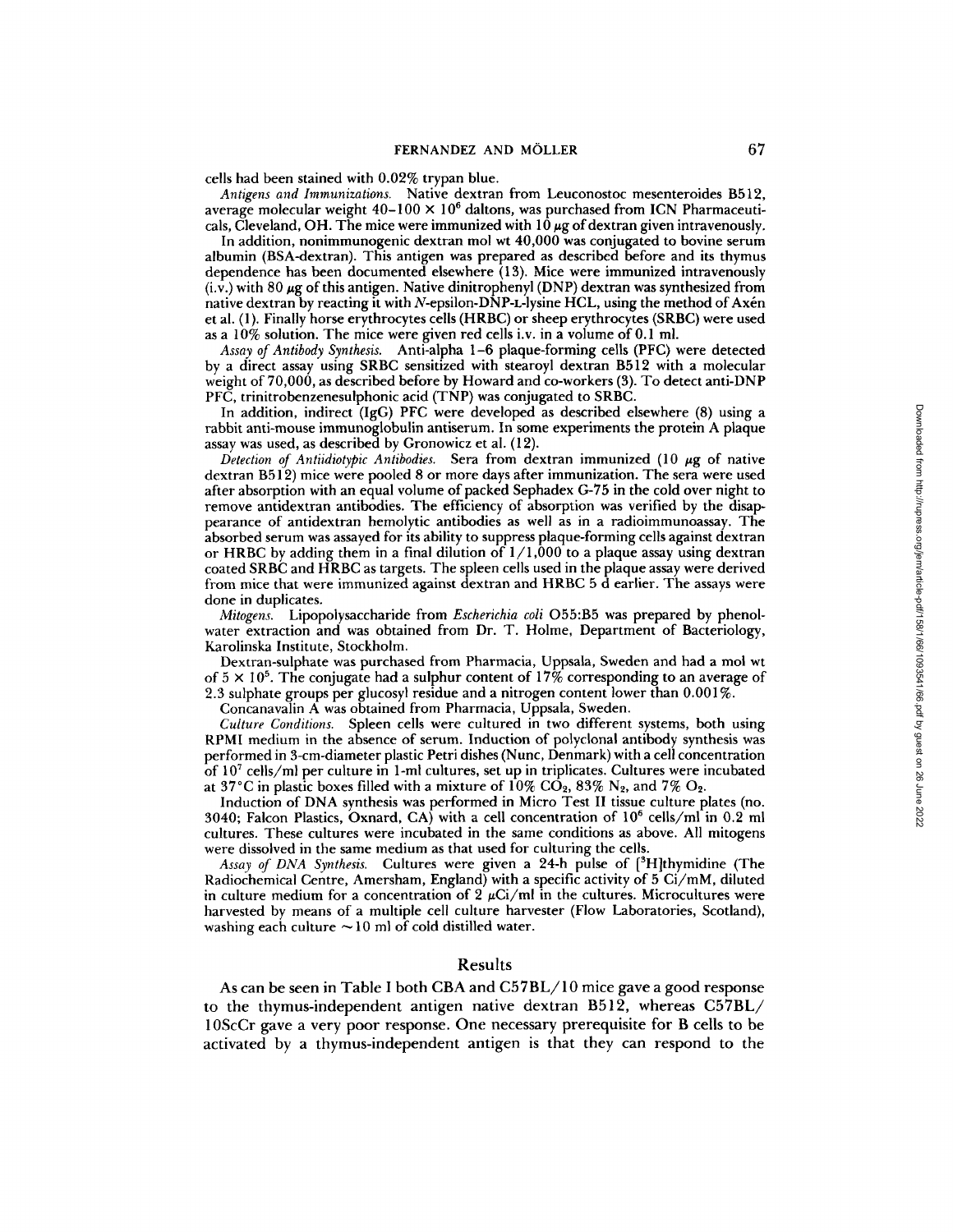cells had been stained with 0.02% trypan blue.

*Antigens and Immunizations.* Native dextran from Leuconostoc mesenteroides B512, average molecular weight $40-100 \times 10^6$ daltons, was purchased from ICN Pharmaceuticals, Cleveland, OH. The mice were immunized with 10 $\mu$g of dextran given intravenously.

In addition, nonimmunogenic dextran mol wt 40,000 was conjugated to bovine serum albumin (BSA-dextran). This antigen was prepared as described before and its thymus dependence has been documented elsewhere (13). Mice were immunized intravenously (i.v.) with 80 $\mu$g of this antigen. Native dinitrophenyl (DNP) dextran was synthesized from native dextran by reacting it with *N*-epsilon-DNP-L-lysine HCL, using the method of Axén et al. (1). Finally horse erythrocytes cells (HRBC) or sheep erythrocytes (SRBC) were used as a 10% solution. The mice were given red cells i.v. in a volume of 0.1 ml.

*Assay of Antibody Synthesis.* Anti-alpha 1–6 plaque-forming cells (PFC) were detected by a direct assay using SRBC sensitized with stearoyl dextran B512 with a molecular weight of 70,000, as described before by Howard and co-workers (3). To detect anti-DNP PFC, trinitrobenzenesulphonic acid (TNP) was conjugated to SRBC.

In addition, indirect (IgG) PFC were developed as described elsewhere (8) using a rabbit anti-mouse immunoglobulin antiserum. In some experiments the protein A plaque assay was used, as described by Gronowicz et al. (12).

*Detection of Antiidiotypic Antibodies.* Sera from dextran immunized (10 $\mu$g of native dextran B512) mice were pooled 8 or more days after immunization. The sera were used after absorption with an equal volume of packed Sephadex G-75 in the cold over night to remove antidextran antibodies. The efficiency of absorption was verified by the disappearance of antidextran hemolytic antibodies as well as in a radioimmunoassay. The absorbed serum was assayed for its ability to suppress plaque-forming cells against dextran or HRBC by adding them in a final dilution of 1/1,000 to a plaque assay using dextran coated SRBC and HRBC as targets. The spleen cells used in the plaque assay were derived from mice that were immunized against dextran and HRBC 5 d earlier. The assays were done in duplicates.

*Mitogens.* Lipopolysaccharide from *Escherichia coli* O55:B5 was prepared by phenol-water extraction and was obtained from Dr. T. Holme, Department of Bacteriology, Karolinska Institute, Stockholm.

Dextran-sulphate was purchased from Pharmacia, Uppsala, Sweden and had a mol wt of $5 \times 10^5$. The conjugate had a sulphur content of 17% corresponding to an average of 2.3 sulphate groups per glucosyl residue and a nitrogen content lower than 0.001%.

Concanavalin A was obtained from Pharmacia, Uppsala, Sweden.

*Culture Conditions.* Spleen cells were cultured in two different systems, both using RPMI medium in the absence of serum. Induction of polyclonal antibody synthesis was performed in 3-cm-diameter plastic Petri dishes (Nunc, Denmark) with a cell concentration of $10^7$ cells/ml per culture in 1-ml cultures, set up in triplicates. Cultures were incubated at 37°C in plastic boxes filled with a mixture of 10% $CO_2$, 83% $N_2$, and 7% $O_2$.

Induction of DNA synthesis was performed in Micro Test II tissue culture plates (no. 3040; Falcon Plastics, Oxnard, CA) with a cell concentration of $10^6$ cells/ml in 0.2 ml cultures. These cultures were incubated in the same conditions as above. All mitogens were dissolved in the same medium as that used for culturing the cells.

*Assay of DNA Synthesis.* Cultures were given a 24-h pulse of [$^3$H]thymidine (The Radiochemical Centre, Amersham, England) with a specific activity of 5 Ci/mM, diluted in culture medium for a concentration of 2 $\mu$Ci/ml in the cultures. Microcultures were harvested by means of a multiple cell culture harvester (Flow Laboratories, Scotland), washing each culture ~10 ml of cold distilled water.

## Results

As can be seen in Table I both CBA and C57BL/10 mice gave a good response to the thymus-independent antigen native dextran B512, whereas C57BL/10ScCr gave a very poor response. One necessary prerequisite for B cells to be activated by a thymus-independent antigen is that they can respond to the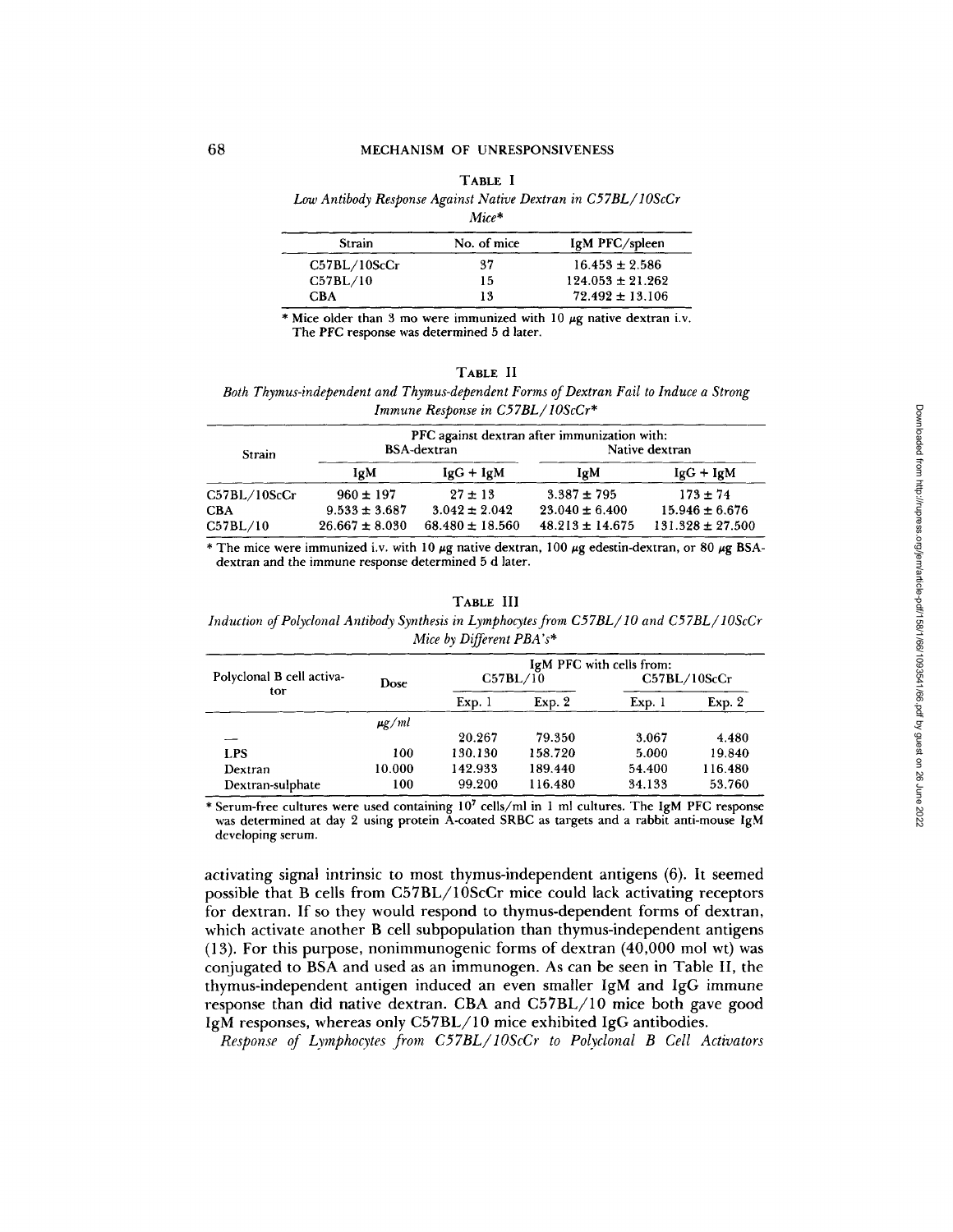**TABLE I**

*Low Antibody Response Against Native Dextran in C57BL/10ScCr Mice**

| Strain | No. of mice | IgM PFC/spleen |
|---|---|---|
| C57BL/10ScCr | 37 | 16.453 ± 2.586 |
| C57BL/10 | 15 | 124.053 ± 21.262 |
| CBA | 13 | 72.492 ± 13.106 |

\* Mice older than 3 mo were immunized with 10 μg native dextran i.v. The PFC response was determined 5 d later.

**TABLE II**

*Both Thymus-independent and Thymus-dependent Forms of Dextran Fail to Induce a Strong Immune Response in C57BL/10ScCr**

| Strain | PFC against dextran after immunization with: BSA-dextran | | Native dextran | |
|---|---|---|---|---|
| | IgM | IgG + IgM | IgM | IgG + IgM |
| C57BL/10ScCr | 960 ± 197 | 27 ± 13 | 3.387 ± 795 | 173 ± 74 |
| CBA | 9.533 ± 3.687 | 3.042 ± 2.042 | 23.040 ± 6.400 | 15.946 ± 6.676 |
| C57BL/10 | 26.667 ± 8.030 | 68.480 ± 18.560 | 48.213 ± 14.675 | 131.328 ± 27.500 |

\* The mice were immunized i.v. with 10 μg native dextran, 100 μg edestin-dextran, or 80 μg BSA-dextran and the immune response determined 5 d later.

**TABLE III**

*Induction of Polyclonal Antibody Synthesis in Lymphocytes from C57BL/10 and C57BL/10ScCr Mice by Different PBA's**

| Polyclonal B cell activator | Dose | IgM PFC with cells from: C57BL/10 | | C57BL/10ScCr | |
|---|---|---|---|---|---|
| | | Exp. 1 | Exp. 2 | Exp. 1 | Exp. 2 |
| | *μg/ml* | | | | |
| — | | 20.267 | 79.350 | 3.067 | 4.480 |
| LPS | 100 | 130.130 | 158.720 | 5.000 | 19.840 |
| Dextran | 10.000 | 142.933 | 189.440 | 54.400 | 116.480 |
| Dextran-sulphate | 100 | 99.200 | 116.480 | 34.133 | 53.760 |

\* Serum-free cultures were used containing $10^7$ cells/ml in 1 ml cultures. The IgM PFC response was determined at day 2 using protein A-coated SRBC as targets and a rabbit anti-mouse IgM developing serum.

activating signal intrinsic to most thymus-independent antigens (6). It seemed possible that B cells from C57BL/10ScCr mice could lack activating receptors for dextran. If so they would respond to thymus-dependent forms of dextran, which activate another B cell subpopulation than thymus-independent antigens (13). For this purpose, nonimmunogenic forms of dextran (40,000 mol wt) was conjugated to BSA and used as an immunogen. As can be seen in Table II, the thymus-independent antigen induced an even smaller IgM and IgG immune response than did native dextran. CBA and C57BL/10 mice both gave good IgM responses, whereas only C57BL/10 mice exhibited IgG antibodies.

*Response of Lymphocytes from C57BL/10ScCr to Polyclonal B Cell Activators*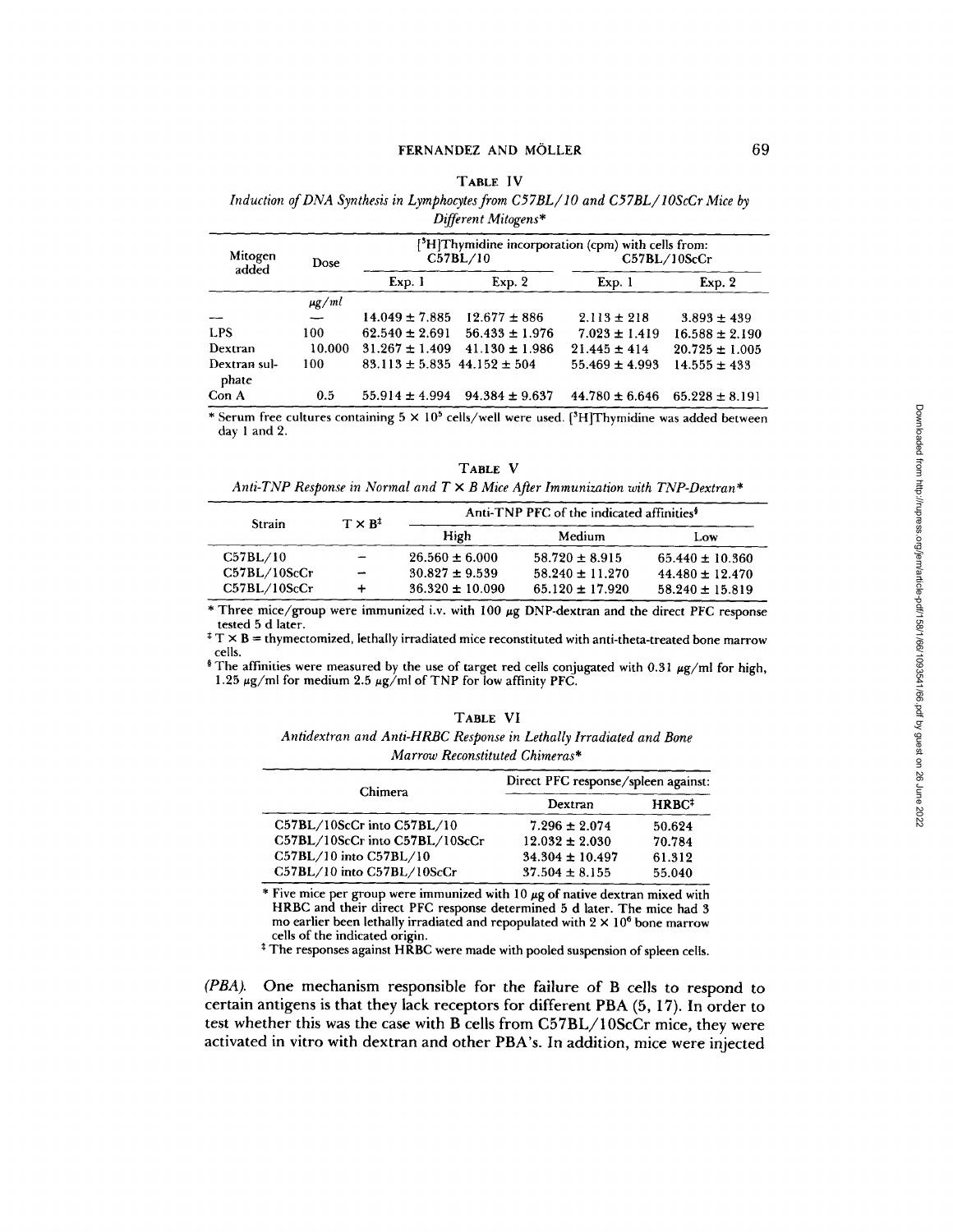TABLE IV

*Induction of DNA Synthesis in Lymphocytes from C57BL/10 and C57BL/10ScCr Mice by Different Mitogens**

| Mitogen added | Dose | [$^3$H]Thymidine incorporation (cpm) with cells from: C57BL/10 | | C57BL/10ScCr | |
|---|---|---|---|---|---|
| | | Exp. 1 | Exp. 2 | Exp. 1 | Exp. 2 |
| | *μg/ml* | | | | |
| — | — | 14.049 ± 7.885 | 12.677 ± 886 | 2.113 ± 218 | 3.893 ± 439 |
| LPS | 100 | 62.540 ± 2.691 | 56.433 ± 1.976 | 7.023 ± 1.419 | 16.588 ± 2.190 |
| Dextran | 10.000 | 31.267 ± 1.409 | 41.130 ± 1.986 | 21.445 ± 414 | 20.725 ± 1.005 |
| Dextran sulphate | 100 | 83.113 ± 5.835 | 44.152 ± 504 | 55.469 ± 4.993 | 14.555 ± 433 |
| Con A | 0.5 | 55.914 ± 4.994 | 94.384 ± 9.637 | 44.780 ± 6.646 | 65.228 ± 8.191 |

\* Serum free cultures containing $5 \times 10^5$ cells/well were used. [$^3$H]Thymidine was added between day 1 and 2.

TABLE V

*Anti-TNP Response in Normal and T × B Mice After Immunization with TNP-Dextran**

| Strain | T × B[‡] | Anti-TNP PFC of the indicated affinities[§] | | |
|---|---|---|---|---|
| | | High | Medium | Low |
| C57BL/10 | — | 26.560 ± 6.000 | 58.720 ± 8.915 | 65.440 ± 10.360 |
| C57BL/10ScCr | — | 30.827 ± 9.539 | 58.240 ± 11.270 | 44.480 ± 12.470 |
| C57BL/10ScCr | + | 36.320 ± 10.090 | 65.120 ± 17.920 | 58.240 ± 15.819 |

\* Three mice/group were immunized i.v. with 100 μg DNP-dextran and the direct PFC response tested 5 d later.

‡ T × B = thymectomized, lethally irradiated mice reconstituted with anti-theta-treated bone marrow cells.

§ The affinities were measured by the use of target red cells conjugated with 0.31 μg/ml for high, 1.25 μg/ml for medium 2.5 μg/ml of TNP for low affinity PFC.

TABLE VI

*Antidextran and Anti-HRBC Response in Lethally Irradiated and Bone Marrow Reconstituted Chimeras**

| Chimera | Direct PFC response/spleen against: | |
|---|---|---|
| | Dextran | HRBC[‡] |
| C57BL/10ScCr into C57BL/10 | 7.296 ± 2.074 | 50.624 |
| C57BL/10ScCr into C57BL/10ScCr | 12.032 ± 2.030 | 70.784 |
| C57BL/10 into C57BL/10 | 34.304 ± 10.497 | 61.312 |
| C57BL/10 into C57BL/10ScCr | 37.504 ± 8.155 | 55.040 |

\* Five mice per group were immunized with 10 μg of native dextran mixed with HRBC and their direct PFC response determined 5 d later. The mice had 3 mo earlier been lethally irradiated and repopulated with $2 \times 10^6$ bone marrow cells of the indicated origin.

‡ The responses against HRBC were made with pooled suspension of spleen cells.

*(PBA).* One mechanism responsible for the failure of B cells to respond to certain antigens is that they lack receptors for different PBA (5, 17). In order to test whether this was the case with B cells from C57BL/10ScCr mice, they were activated in vitro with dextran and other PBA's. In addition, mice were injected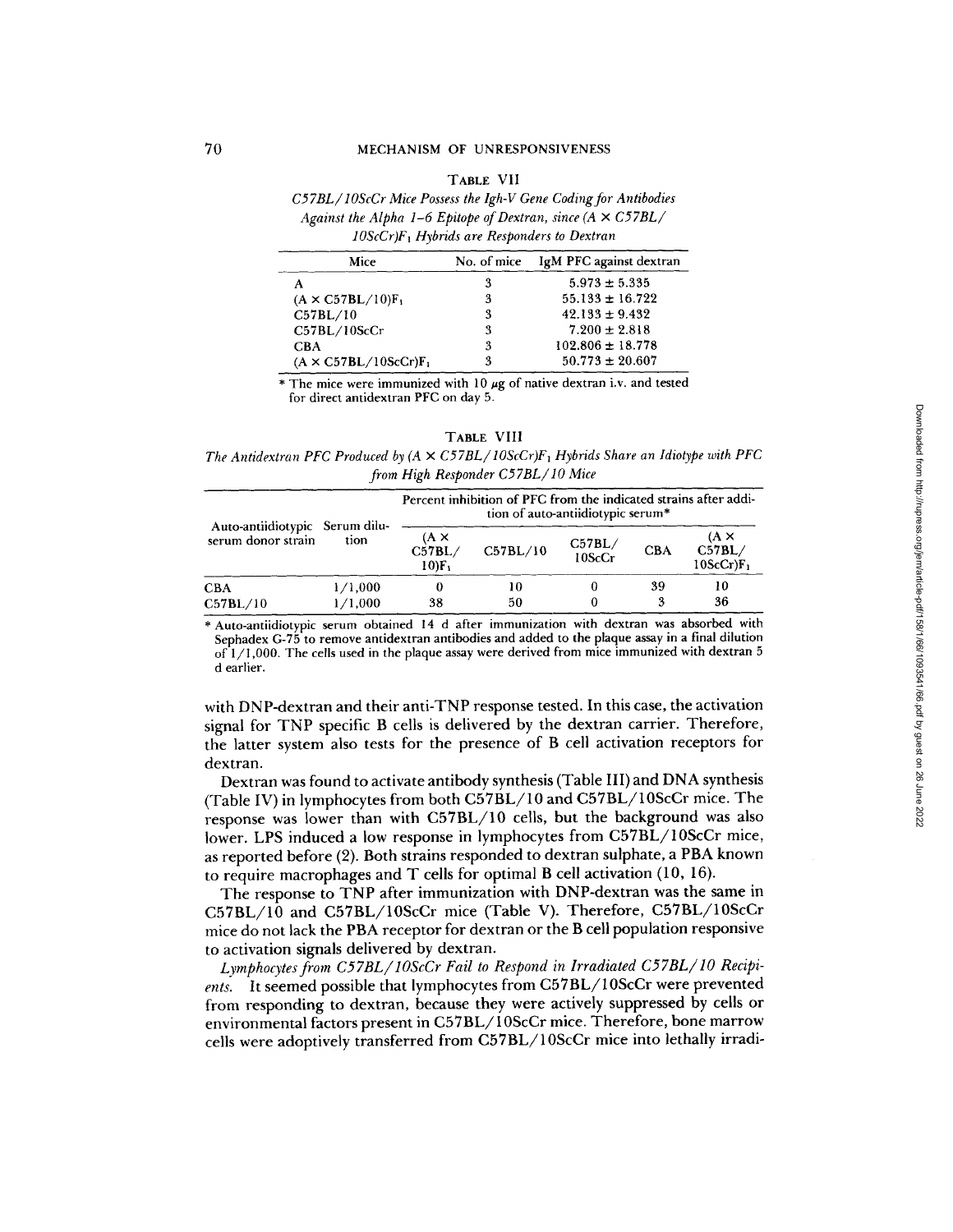TABLE VII

*C57BL/10ScCr Mice Possess the Igh-V Gene Coding for Antibodies Against the Alpha 1–6 Epitope of Dextran, since (A × C57BL/10ScCr)$F_1$ Hybrids are Responders to Dextran*

| Mice | No. of mice | IgM PFC against dextran |
|---|---|---|
| A | 3 | 5.973 ± 5.335 |
| (A × C57BL/10)$F_1$ | 3 | 55.133 ± 16.722 |
| C57BL/10 | 3 | 42.133 ± 9.432 |
| C57BL/10ScCr | 3 | 7.200 ± 2.818 |
| CBA | 3 | 102.806 ± 18.778 |
| (A × C57BL/10ScCr)$F_1$ | 3 | 50.773 ± 20.607 |

\* The mice were immunized with 10 μg of native dextran i.v. and tested for direct antidextran PFC on day 5.

TABLE VIII

*The Antidextran PFC Produced by (A × C57BL/10ScCr)$F_1$ Hybrids Share an Idiotype with PFC from High Responder C57BL/10 Mice*

| Auto-antiidiotypic serum donor strain | Serum dilution | Percent inhibition of PFC from the indicated strains after addition of auto-antiidiotypic serum* | | | | |
|---|---|---|---|---|---|---|
| | | (A × C57BL/10)$F_1$ | C57BL/10 | C57BL/10ScCr | CBA | (A × C57BL/10ScCr)$F_1$ |
| CBA | 1/1,000 | 0 | 10 | 0 | 39 | 10 |
| C57BL/10 | 1/1,000 | 38 | 50 | 0 | 3 | 36 |

\* Auto-antiidiotypic serum obtained 14 d after immunization with dextran was absorbed with Sephadex G-75 to remove antidextran antibodies and added to the plaque assay in a final dilution of 1/1,000. The cells used in the plaque assay were derived from mice immunized with dextran 5 d earlier.

with DNP-dextran and their anti-TNP response tested. In this case, the activation signal for TNP specific B cells is delivered by the dextran carrier. Therefore, the latter system also tests for the presence of B cell activation receptors for dextran.

Dextran was found to activate antibody synthesis (Table III) and DNA synthesis (Table IV) in lymphocytes from both C57BL/10 and C57BL/10ScCr mice. The response was lower than with C57BL/10 cells, but the background was also lower. LPS induced a low response in lymphocytes from C57BL/10ScCr mice, as reported before (2). Both strains responded to dextran sulphate, a PBA known to require macrophages and T cells for optimal B cell activation (10, 16).

The response to TNP after immunization with DNP-dextran was the same in C57BL/10 and C57BL/10ScCr mice (Table V). Therefore, C57BL/10ScCr mice do not lack the PBA receptor for dextran or the B cell population responsive to activation signals delivered by dextran.

*Lymphocytes from C57BL/10ScCr Fail to Respond in Irradiated C57BL/10 Recipients.* It seemed possible that lymphocytes from C57BL/10ScCr were prevented from responding to dextran, because they were actively suppressed by cells or environmental factors present in C57BL/10ScCr mice. Therefore, bone marrow cells were adoptively transferred from C57BL/10ScCr mice into lethally irradi-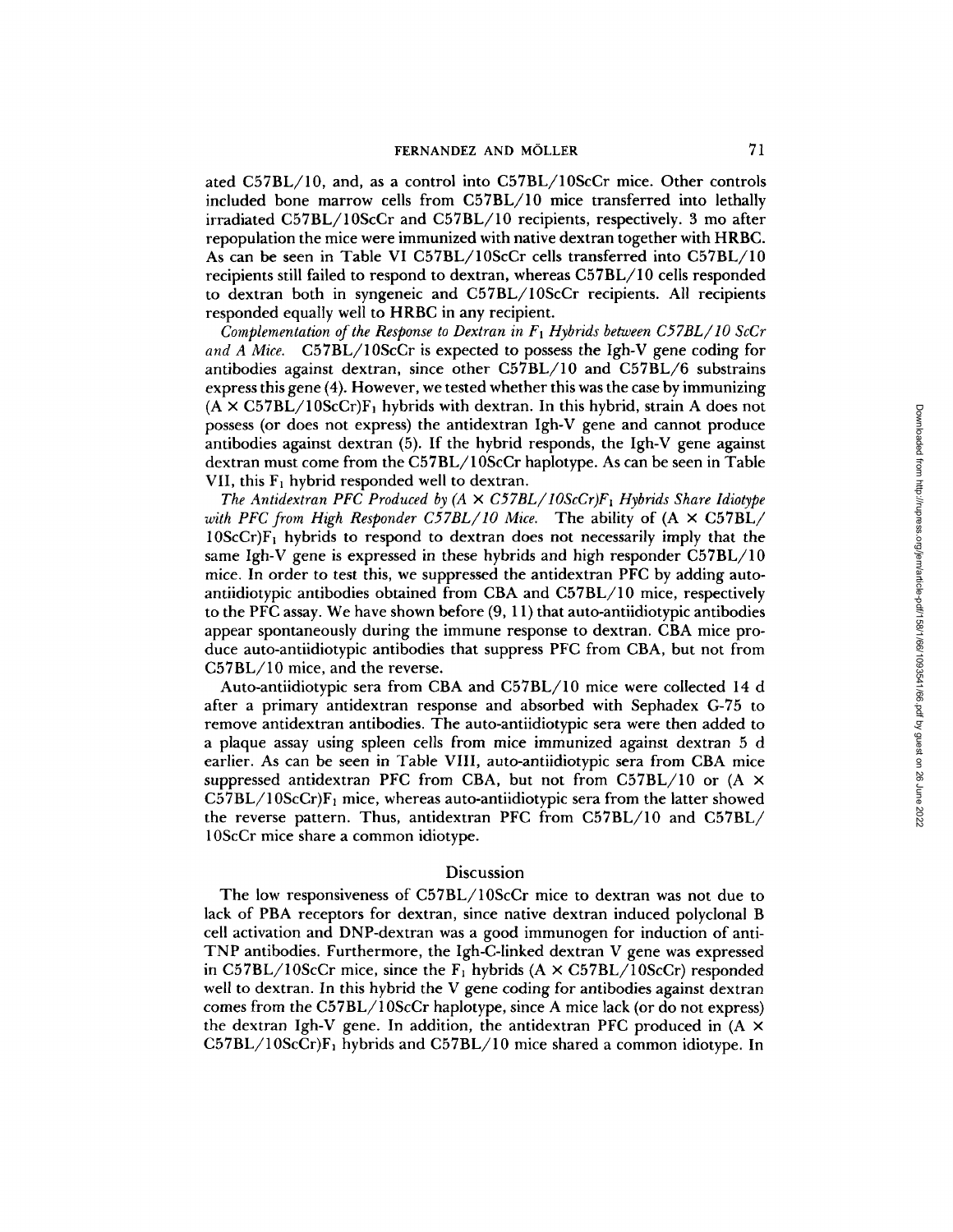ated C57BL/10, and, as a control into C57BL/10ScCr mice. Other controls included bone marrow cells from C57BL/10 mice transferred into lethally irradiated C57BL/10ScCr and C57BL/10 recipients, respectively. 3 mo after repopulation the mice were immunized with native dextran together with HRBC. As can be seen in Table VI C57BL/10ScCr cells transferred into C57BL/10 recipients still failed to respond to dextran, whereas C57BL/10 cells responded to dextran both in syngeneic and C57BL/10ScCr recipients. All recipients responded equally well to HRBC in any recipient.

*Complementation of the Response to Dextran in $F_1$ Hybrids between C57BL/10 ScCr and A Mice.* C57BL/10ScCr is expected to possess the Igh-V gene coding for antibodies against dextran, since other C57BL/10 and C57BL/6 substrains express this gene (4). However, we tested whether this was the case by immunizing (A × C57BL/10ScCr)$F_1$ hybrids with dextran. In this hybrid, strain A does not possess (or does not express) the antidextran Igh-V gene and cannot produce antibodies against dextran (5). If the hybrid responds, the Igh-V gene against dextran must come from the C57BL/10ScCr haplotype. As can be seen in Table VII, this $F_1$ hybrid responded well to dextran.

*The Antidextran PFC Produced by (A × C57BL/10ScCr)$F_1$ Hybrids Share Idiotype with PFC from High Responder C57BL/10 Mice.* The ability of (A × C57BL/10ScCr)$F_1$ hybrids to respond to dextran does not necessarily imply that the same Igh-V gene is expressed in these hybrids and high responder C57BL/10 mice. In order to test this, we suppressed the antidextran PFC by adding auto-antiidiotypic antibodies obtained from CBA and C57BL/10 mice, respectively to the PFC assay. We have shown before (9, 11) that auto-antiidiotypic antibodies appear spontaneously during the immune response to dextran. CBA mice produce auto-antiidiotypic antibodies that suppress PFC from CBA, but not from C57BL/10 mice, and the reverse.

Auto-antiidiotypic sera from CBA and C57BL/10 mice were collected 14 d after a primary antidextran response and absorbed with Sephadex G-75 to remove antidextran antibodies. The auto-antiidiotypic sera were then added to a plaque assay using spleen cells from mice immunized against dextran 5 d earlier. As can be seen in Table VIII, auto-antiidiotypic sera from CBA mice suppressed antidextran PFC from CBA, but not from C57BL/10 or (A × C57BL/10ScCr)$F_1$ mice, whereas auto-antiidiotypic sera from the latter showed the reverse pattern. Thus, antidextran PFC from C57BL/10 and C57BL/10ScCr mice share a common idiotype.

## Discussion

The low responsiveness of C57BL/10ScCr mice to dextran was not due to lack of PBA receptors for dextran, since native dextran induced polyclonal B cell activation and DNP-dextran was a good immunogen for induction of anti-TNP antibodies. Furthermore, the Igh-C-linked dextran V gene was expressed in C57BL/10ScCr mice, since the $F_1$ hybrids (A × C57BL/10ScCr) responded well to dextran. In this hybrid the V gene coding for antibodies against dextran comes from the C57BL/10ScCr haplotype, since A mice lack (or do not express) the dextran Igh-V gene. In addition, the antidextran PFC produced in (A × C57BL/10ScCr)$F_1$ hybrids and C57BL/10 mice shared a common idiotype. In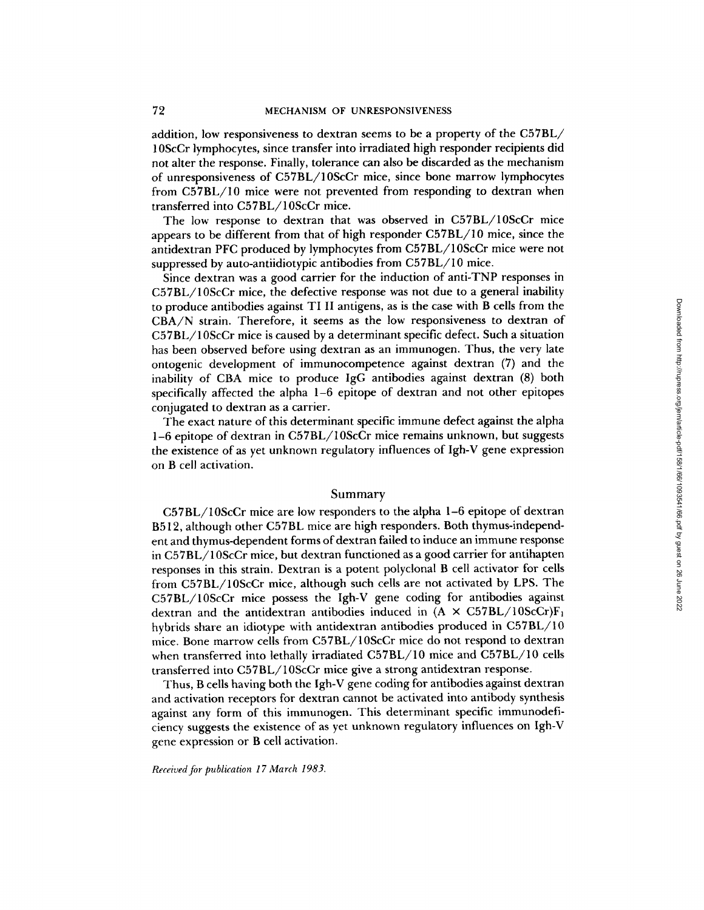addition, low responsiveness to dextran seems to be a property of the C57BL/10ScCr lymphocytes, since transfer into irradiated high responder recipients did not alter the response. Finally, tolerance can also be discarded as the mechanism of unresponsiveness of C57BL/10ScCr mice, since bone marrow lymphocytes from C57BL/10 mice were not prevented from responding to dextran when transferred into C57BL/10ScCr mice.

The low response to dextran that was observed in C57BL/10ScCr mice appears to be different from that of high responder C57BL/10 mice, since the antidextran PFC produced by lymphocytes from C57BL/10ScCr mice were not suppressed by auto-antiidiotypic antibodies from C57BL/10 mice.

Since dextran was a good carrier for the induction of anti-TNP responses in C57BL/10ScCr mice, the defective response was not due to a general inability to produce antibodies against TI II antigens, as is the case with B cells from the CBA/N strain. Therefore, it seems as the low responsiveness to dextran of C57BL/10ScCr mice is caused by a determinant specific defect. Such a situation has been observed before using dextran as an immunogen. Thus, the very late ontogenic development of immunocompetence against dextran (7) and the inability of CBA mice to produce IgG antibodies against dextran (8) both specifically affected the alpha 1–6 epitope of dextran and not other epitopes conjugated to dextran as a carrier.

The exact nature of this determinant specific immune defect against the alpha 1–6 epitope of dextran in C57BL/10ScCr mice remains unknown, but suggests the existence of as yet unknown regulatory influences of Igh-V gene expression on B cell activation.

## Summary

C57BL/10ScCr mice are low responders to the alpha 1–6 epitope of dextran B512, although other C57BL mice are high responders. Both thymus-independent and thymus-dependent forms of dextran failed to induce an immune response in C57BL/10ScCr mice, but dextran functioned as a good carrier for antihapten responses in this strain. Dextran is a potent polyclonal B cell activator for cells from C57BL/10ScCr mice, although such cells are not activated by LPS. The C57BL/10ScCr mice possess the Igh-V gene coding for antibodies against dextran and the antidextran antibodies induced in $(A \times C57BL/10ScCr)F_1$ hybrids share an idiotype with antidextran antibodies produced in C57BL/10 mice. Bone marrow cells from C57BL/10ScCr mice do not respond to dextran when transferred into lethally irradiated C57BL/10 mice and C57BL/10 cells transferred into C57BL/10ScCr mice give a strong antidextran response.

Thus, B cells having both the Igh-V gene coding for antibodies against dextran and activation receptors for dextran cannot be activated into antibody synthesis against any form of this immunogen. This determinant specific immunodeficiency suggests the existence of as yet unknown regulatory influences on Igh-V gene expression or B cell activation.

*Received for publication 17 March 1983.*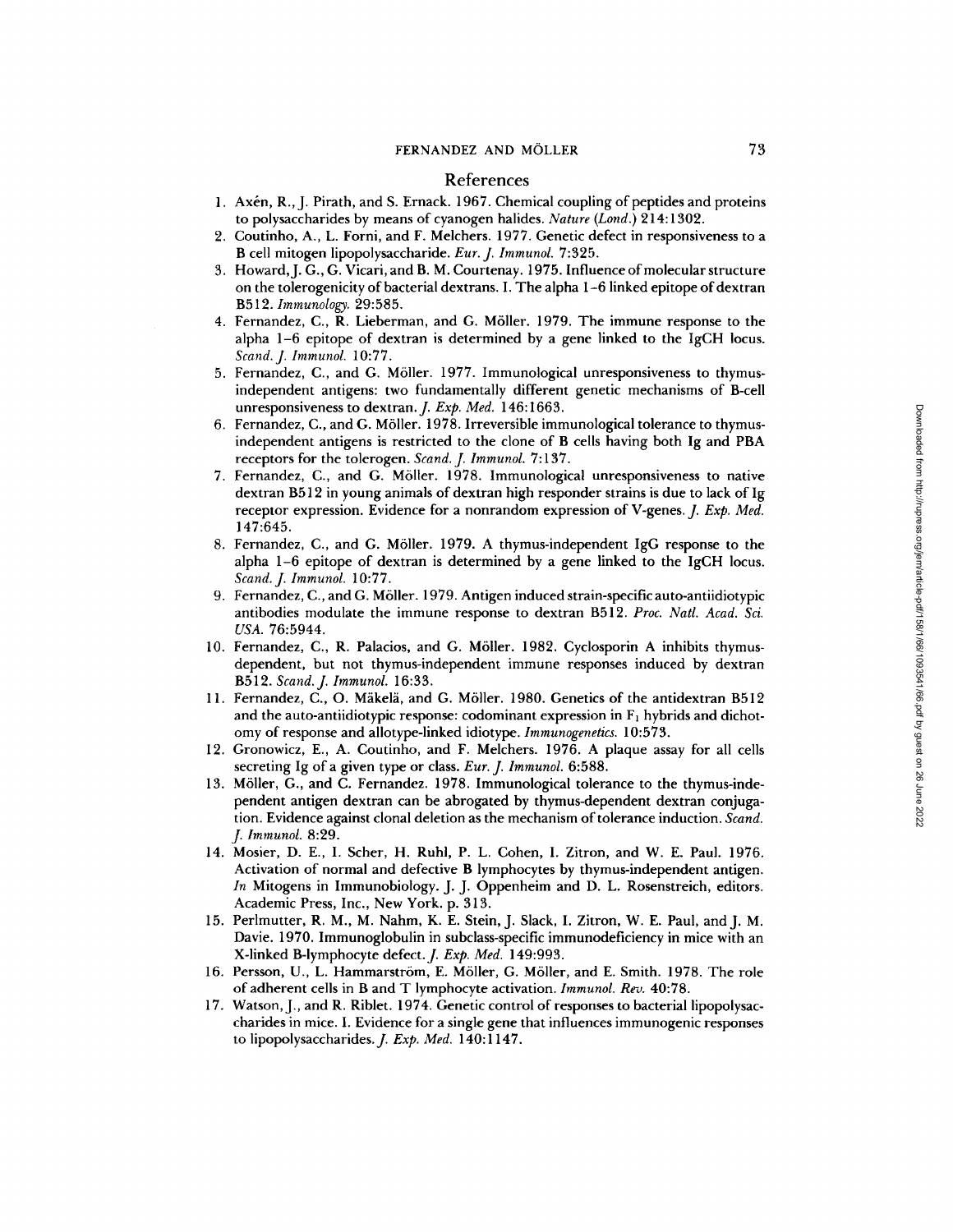## References

1. Axén, R., J. Pirath, and S. Ernack. 1967. Chemical coupling of peptides and proteins to polysaccharides by means of cyanogen halides. *Nature (Lond.)* 214:1302.
2. Coutinho, A., L. Forni, and F. Melchers. 1977. Genetic defect in responsiveness to a B cell mitogen lipopolysaccharide. *Eur. J. Immunol.* 7:325.
3. Howard, J. G., G. Vicari, and B. M. Courtenay. 1975. Influence of molecular structure on the tolerogenicity of bacterial dextrans. I. The alpha 1–6 linked epitope of dextran B512. *Immunology.* 29:585.
4. Fernandez, C., R. Lieberman, and G. Möller. 1979. The immune response to the alpha 1–6 epitope of dextran is determined by a gene linked to the IgCH locus. *Scand. J. Immunol.* 10:77.
5. Fernandez, C., and G. Möller. 1977. Immunological unresponsiveness to thymus-independent antigens: two fundamentally different genetic mechanisms of B-cell unresponsiveness to dextran. *J. Exp. Med.* 146:1663.
6. Fernandez, C., and G. Möller. 1978. Irreversible immunological tolerance to thymus-independent antigens is restricted to the clone of B cells having both Ig and PBA receptors for the tolerogen. *Scand. J. Immunol.* 7:137.
7. Fernandez, C., and G. Möller. 1978. Immunological unresponsiveness to native dextran B512 in young animals of dextran high responder strains is due to lack of Ig receptor expression. Evidence for a nonrandom expression of V-genes. *J. Exp. Med.* 147:645.
8. Fernandez, C., and G. Möller. 1979. A thymus-independent IgG response to the alpha 1–6 epitope of dextran is determined by a gene linked to the IgCH locus. *Scand. J. Immunol.* 10:77.
9. Fernandez, C., and G. Möller. 1979. Antigen induced strain-specific auto-antiidiotypic antibodies modulate the immune response to dextran B512. *Proc. Natl. Acad. Sci. USA.* 76:5944.
10. Fernandez, C., R. Palacios, and G. Möller. 1982. Cyclosporin A inhibits thymus-dependent, but not thymus-independent immune responses induced by dextran B512. *Scand. J. Immunol.* 16:33.
11. Fernandez, C., O. Mäkelä, and G. Möller. 1980. Genetics of the antidextran B512 and the auto-antiidiotypic response: codominant expression in $F_1$ hybrids and dichotomy of response and allotype-linked idiotype. *Immunogenetics.* 10:573.
12. Gronowicz, E., A. Coutinho, and F. Melchers. 1976. A plaque assay for all cells secreting Ig of a given type or class. *Eur. J. Immunol.* 6:588.
13. Möller, G., and C. Fernandez. 1978. Immunological tolerance to the thymus-independent antigen dextran can be abrogated by thymus-dependent dextran conjugation. Evidence against clonal deletion as the mechanism of tolerance induction. *Scand. J. Immunol.* 8:29.
14. Mosier, D. E., I. Scher, H. Ruhl, P. L. Cohen, I. Zitron, and W. E. Paul. 1976. Activation of normal and defective B lymphocytes by thymus-independent antigen. *In* Mitogens in Immunobiology. J. J. Oppenheim and D. L. Rosenstreich, editors. Academic Press, Inc., New York. p. 313.
15. Perlmutter, R. M., M. Nahm, K. E. Stein, J. Slack, I. Zitron, W. E. Paul, and J. M. Davie. 1970. Immunoglobulin in subclass-specific immunodeficiency in mice with an X-linked B-lymphocyte defect. *J. Exp. Med.* 149:993.
16. Persson, U., L. Hammarström, E. Möller, G. Möller, and E. Smith. 1978. The role of adherent cells in B and T lymphocyte activation. *Immunol. Rev.* 40:78.
17. Watson, J., and R. Riblet. 1974. Genetic control of responses to bacterial lipopolysaccharides in mice. I. Evidence for a single gene that influences immunogenic responses to lipopolysaccharides. *J. Exp. Med.* 140:1147.